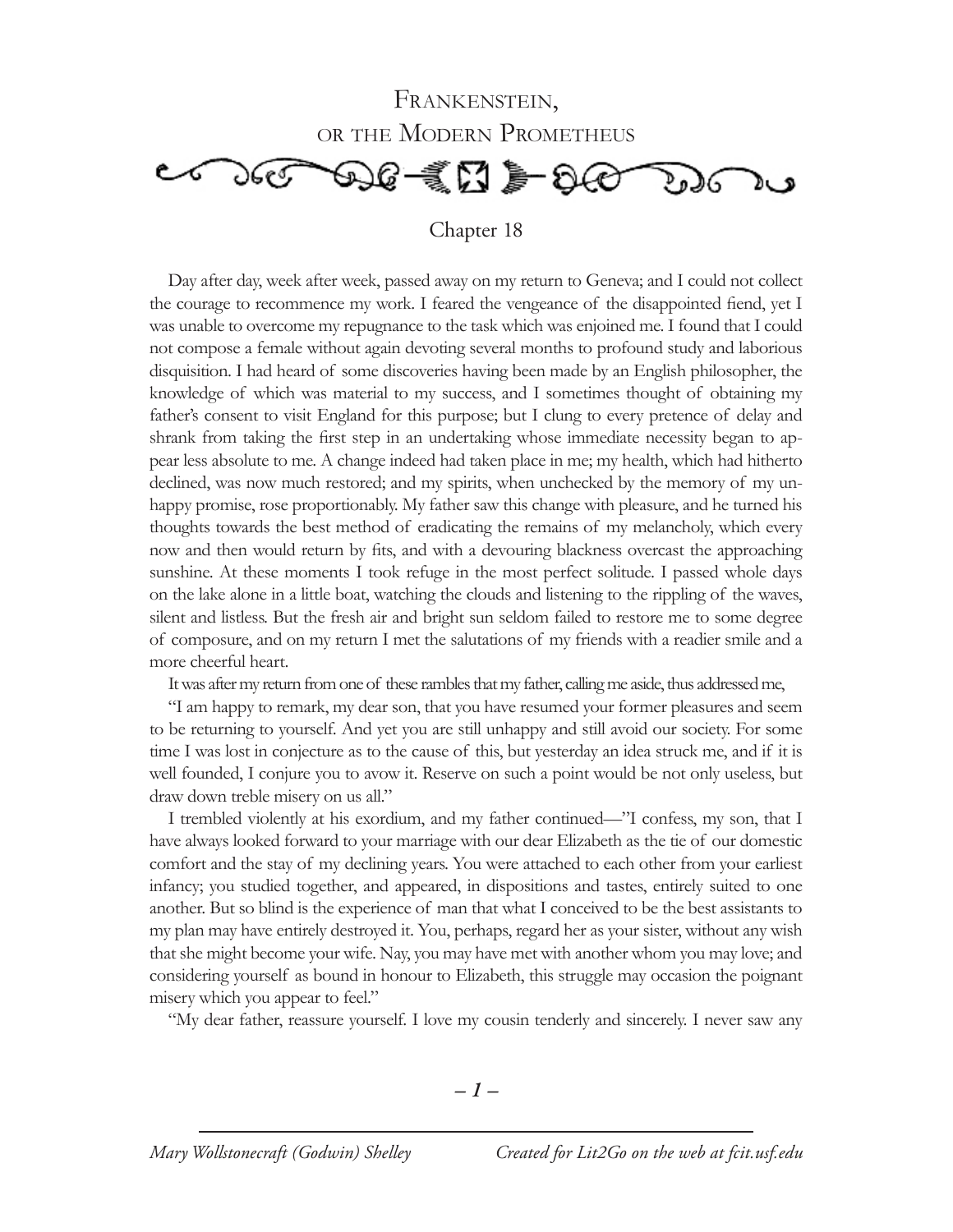# Frankenstein, or the Modern Prometheus

## Chapter 18

Day after day, week after week, passed away on my return to Geneva; and I could not collect the courage to recommence my work. I feared the vengeance of the disappointed fiend, yet I was unable to overcome my repugnance to the task which was enjoined me. I found that I could not compose a female without again devoting several months to profound study and laborious disquisition. I had heard of some discoveries having been made by an English philosopher, the knowledge of which was material to my success, and I sometimes thought of obtaining my father's consent to visit England for this purpose; but I clung to every pretence of delay and shrank from taking the first step in an undertaking whose immediate necessity began to appear less absolute to me. A change indeed had taken place in me; my health, which had hitherto declined, was now much restored; and my spirits, when unchecked by the memory of my unhappy promise, rose proportionably. My father saw this change with pleasure, and he turned his thoughts towards the best method of eradicating the remains of my melancholy, which every now and then would return by fits, and with a devouring blackness overcast the approaching sunshine. At these moments I took refuge in the most perfect solitude. I passed whole days on the lake alone in a little boat, watching the clouds and listening to the rippling of the waves, silent and listless. But the fresh air and bright sun seldom failed to restore me to some degree of composure, and on my return I met the salutations of my friends with a readier smile and a more cheerful heart.

It was after my return from one of these rambles that my father, calling me aside, thus addressed me,

"I am happy to remark, my dear son, that you have resumed your former pleasures and seem to be returning to yourself. And yet you are still unhappy and still avoid our society. For some time I was lost in conjecture as to the cause of this, but yesterday an idea struck me, and if it is well founded, I conjure you to avow it. Reserve on such a point would be not only useless, but draw down treble misery on us all."

I trembled violently at his exordium, and my father continued—"I confess, my son, that I have always looked forward to your marriage with our dear Elizabeth as the tie of our domestic comfort and the stay of my declining years. You were attached to each other from your earliest infancy; you studied together, and appeared, in dispositions and tastes, entirely suited to one another. But so blind is the experience of man that what I conceived to be the best assistants to my plan may have entirely destroyed it. You, perhaps, regard her as your sister, without any wish that she might become your wife. Nay, you may have met with another whom you may love; and considering yourself as bound in honour to Elizabeth, this struggle may occasion the poignant misery which you appear to feel."

"My dear father, reassure yourself. I love my cousin tenderly and sincerely. I never saw any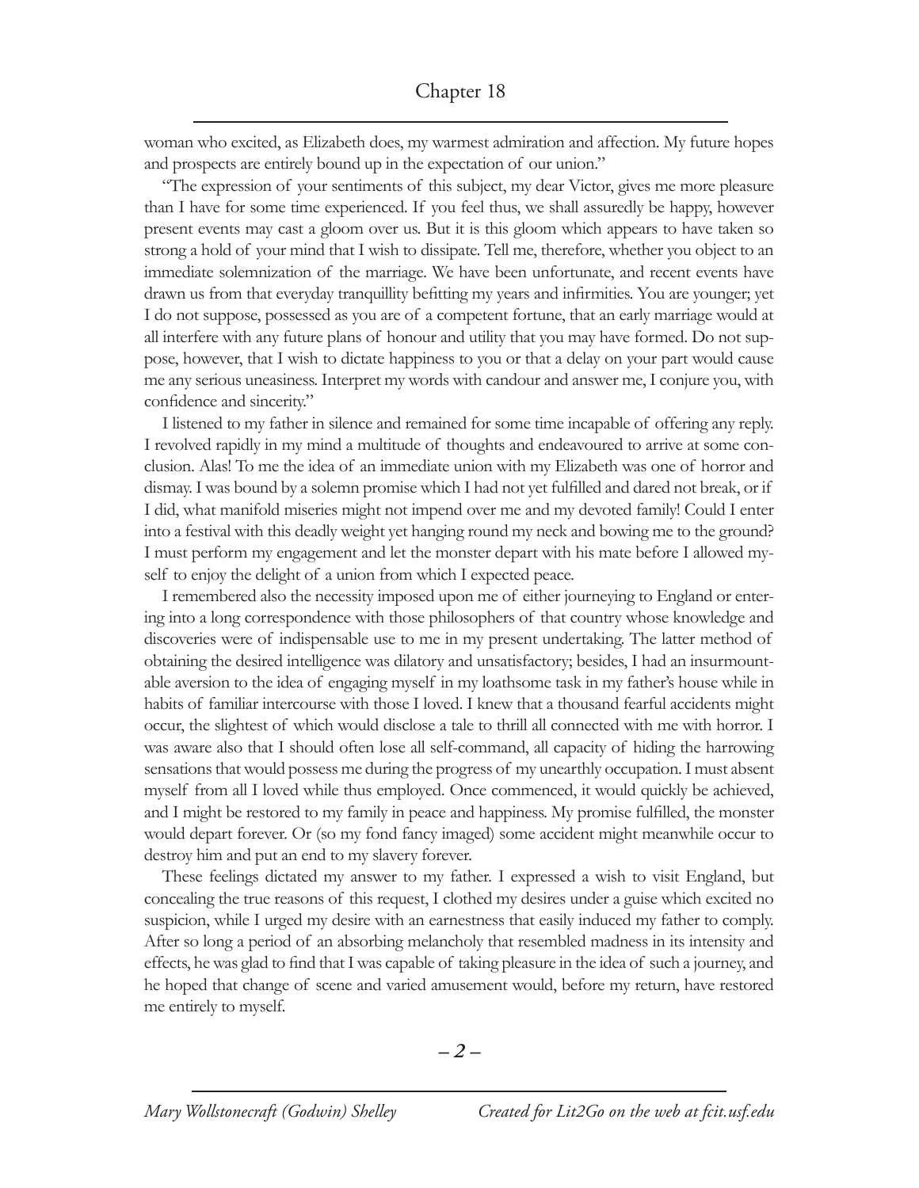woman who excited, as Elizabeth does, my warmest admiration and affection. My future hopes and prospects are entirely bound up in the expectation of our union."

"The expression of your sentiments of this subject, my dear Victor, gives me more pleasure than I have for some time experienced. If you feel thus, we shall assuredly be happy, however present events may cast a gloom over us. But it is this gloom which appears to have taken so strong a hold of your mind that I wish to dissipate. Tell me, therefore, whether you object to an immediate solemnization of the marriage. We have been unfortunate, and recent events have drawn us from that everyday tranquillity befitting my years and infirmities. You are younger; yet I do not suppose, possessed as you are of a competent fortune, that an early marriage would at all interfere with any future plans of honour and utility that you may have formed. Do not suppose, however, that I wish to dictate happiness to you or that a delay on your part would cause me any serious uneasiness. Interpret my words with candour and answer me, I conjure you, with confidence and sincerity."

I listened to my father in silence and remained for some time incapable of offering any reply. I revolved rapidly in my mind a multitude of thoughts and endeavoured to arrive at some conclusion. Alas! To me the idea of an immediate union with my Elizabeth was one of horror and dismay. I was bound by a solemn promise which I had not yet fulfilled and dared not break, or if I did, what manifold miseries might not impend over me and my devoted family! Could I enter into a festival with this deadly weight yet hanging round my neck and bowing me to the ground? I must perform my engagement and let the monster depart with his mate before I allowed myself to enjoy the delight of a union from which I expected peace.

I remembered also the necessity imposed upon me of either journeying to England or entering into a long correspondence with those philosophers of that country whose knowledge and discoveries were of indispensable use to me in my present undertaking. The latter method of obtaining the desired intelligence was dilatory and unsatisfactory; besides, I had an insurmountable aversion to the idea of engaging myself in my loathsome task in my father's house while in habits of familiar intercourse with those I loved. I knew that a thousand fearful accidents might occur, the slightest of which would disclose a tale to thrill all connected with me with horror. I was aware also that I should often lose all self-command, all capacity of hiding the harrowing sensations that would possess me during the progress of my unearthly occupation. I must absent myself from all I loved while thus employed. Once commenced, it would quickly be achieved, and I might be restored to my family in peace and happiness. My promise fulfilled, the monster would depart forever. Or (so my fond fancy imaged) some accident might meanwhile occur to destroy him and put an end to my slavery forever.

These feelings dictated my answer to my father. I expressed a wish to visit England, but concealing the true reasons of this request, I clothed my desires under a guise which excited no suspicion, while I urged my desire with an earnestness that easily induced my father to comply. After so long a period of an absorbing melancholy that resembled madness in its intensity and effects, he was glad to find that I was capable of taking pleasure in the idea of such a journey, and he hoped that change of scene and varied amusement would, before my return, have restored me entirely to myself.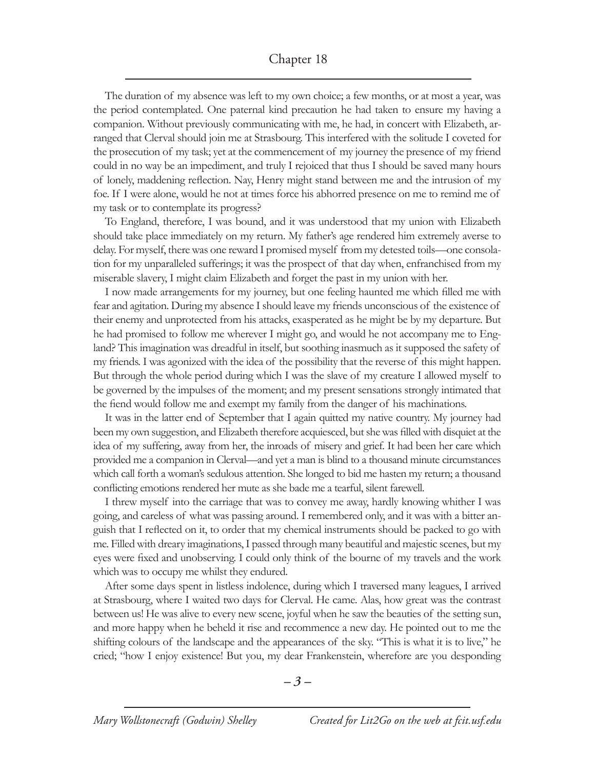# Chapter 18

The duration of my absence was left to my own choice; a few months, or at most a year, was the period contemplated. One paternal kind precaution he had taken to ensure my having a companion. Without previously communicating with me, he had, in concert with Elizabeth, arranged that Clerval should join me at Strasbourg. This interfered with the solitude I coveted for the prosecution of my task; yet at the commencement of my journey the presence of my friend could in no way be an impediment, and truly I rejoiced that thus I should be saved many hours of lonely, maddening reflection. Nay, Henry might stand between me and the intrusion of my foe. If I were alone, would he not at times force his abhorred presence on me to remind me of my task or to contemplate its progress?

To England, therefore, I was bound, and it was understood that my union with Elizabeth should take place immediately on my return. My father's age rendered him extremely averse to delay. For myself, there was one reward I promised myself from my detested toils—one consolation for my unparalleled sufferings; it was the prospect of that day when, enfranchised from my miserable slavery, I might claim Elizabeth and forget the past in my union with her.

I now made arrangements for my journey, but one feeling haunted me which filled me with fear and agitation. During my absence I should leave my friends unconscious of the existence of their enemy and unprotected from his attacks, exasperated as he might be by my departure. But he had promised to follow me wherever I might go, and would he not accompany me to England? This imagination was dreadful in itself, but soothing inasmuch as it supposed the safety of my friends. I was agonized with the idea of the possibility that the reverse of this might happen. But through the whole period during which I was the slave of my creature I allowed myself to be governed by the impulses of the moment; and my present sensations strongly intimated that the fiend would follow me and exempt my family from the danger of his machinations.

It was in the latter end of September that I again quitted my native country. My journey had been my own suggestion, and Elizabeth therefore acquiesced, but she was filled with disquiet at the idea of my suffering, away from her, the inroads of misery and grief. It had been her care which provided me a companion in Clerval—and yet a man is blind to a thousand minute circumstances which call forth a woman's sedulous attention. She longed to bid me hasten my return; a thousand conflicting emotions rendered her mute as she bade me a tearful, silent farewell.

I threw myself into the carriage that was to convey me away, hardly knowing whither I was going, and careless of what was passing around. I remembered only, and it was with a bitter anguish that I reflected on it, to order that my chemical instruments should be packed to go with me. Filled with dreary imaginations, I passed through many beautiful and majestic scenes, but my eyes were fixed and unobserving. I could only think of the bourne of my travels and the work which was to occupy me whilst they endured.

After some days spent in listless indolence, during which I traversed many leagues, I arrived at Strasbourg, where I waited two days for Clerval. He came. Alas, how great was the contrast between us! He was alive to every new scene, joyful when he saw the beauties of the setting sun, and more happy when he beheld it rise and recommence a new day. He pointed out to me the shifting colours of the landscape and the appearances of the sky. "This is what it is to live," he cried; "how I enjoy existence! But you, my dear Frankenstein, wherefore are you desponding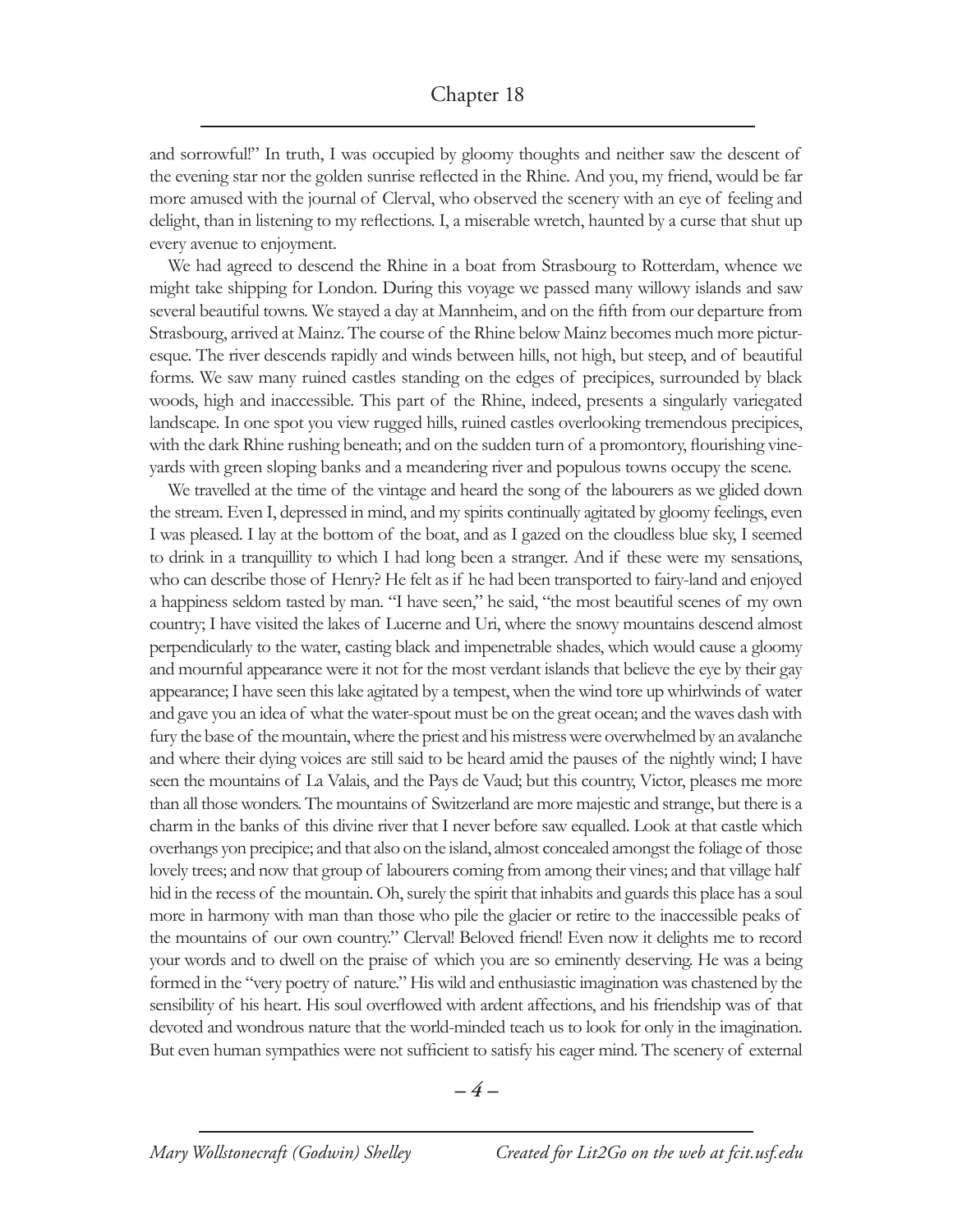and sorrowful!" In truth, I was occupied by gloomy thoughts and neither saw the descent of the evening star nor the golden sunrise reflected in the Rhine. And you, my friend, would be far more amused with the journal of Clerval, who observed the scenery with an eye of feeling and delight, than in listening to my reflections. I, a miserable wretch, haunted by a curse that shut up every avenue to enjoyment.

We had agreed to descend the Rhine in a boat from Strasbourg to Rotterdam, whence we might take shipping for London. During this voyage we passed many willowy islands and saw several beautiful towns. We stayed a day at Mannheim, and on the fifth from our departure from Strasbourg, arrived at Mainz. The course of the Rhine below Mainz becomes much more picturesque. The river descends rapidly and winds between hills, not high, but steep, and of beautiful forms. We saw many ruined castles standing on the edges of precipices, surrounded by black woods, high and inaccessible. This part of the Rhine, indeed, presents a singularly variegated landscape. In one spot you view rugged hills, ruined castles overlooking tremendous precipices, with the dark Rhine rushing beneath; and on the sudden turn of a promontory, flourishing vineyards with green sloping banks and a meandering river and populous towns occupy the scene.

We travelled at the time of the vintage and heard the song of the labourers as we glided down the stream. Even I, depressed in mind, and my spirits continually agitated by gloomy feelings, even I was pleased. I lay at the bottom of the boat, and as I gazed on the cloudless blue sky, I seemed to drink in a tranquillity to which I had long been a stranger. And if these were my sensations, who can describe those of Henry? He felt as if he had been transported to fairy-land and enjoyed a happiness seldom tasted by man. "I have seen," he said, "the most beautiful scenes of my own country; I have visited the lakes of Lucerne and Uri, where the snowy mountains descend almost perpendicularly to the water, casting black and impenetrable shades, which would cause a gloomy and mournful appearance were it not for the most verdant islands that believe the eye by their gay appearance; I have seen this lake agitated by a tempest, when the wind tore up whirlwinds of water and gave you an idea of what the water-spout must be on the great ocean; and the waves dash with fury the base of the mountain, where the priest and his mistress were overwhelmed by an avalanche and where their dying voices are still said to be heard amid the pauses of the nightly wind; I have seen the mountains of La Valais, and the Pays de Vaud; but this country, Victor, pleases me more than all those wonders. The mountains of Switzerland are more majestic and strange, but there is a charm in the banks of this divine river that I never before saw equalled. Look at that castle which overhangs yon precipice; and that also on the island, almost concealed amongst the foliage of those lovely trees; and now that group of labourers coming from among their vines; and that village half hid in the recess of the mountain. Oh, surely the spirit that inhabits and guards this place has a soul more in harmony with man than those who pile the glacier or retire to the inaccessible peaks of the mountains of our own country." Clerval! Beloved friend! Even now it delights me to record your words and to dwell on the praise of which you are so eminently deserving. He was a being formed in the "very poetry of nature." His wild and enthusiastic imagination was chastened by the sensibility of his heart. His soul overflowed with ardent affections, and his friendship was of that devoted and wondrous nature that the world-minded teach us to look for only in the imagination. But even human sympathies were not sufficient to satisfy his eager mind. The scenery of external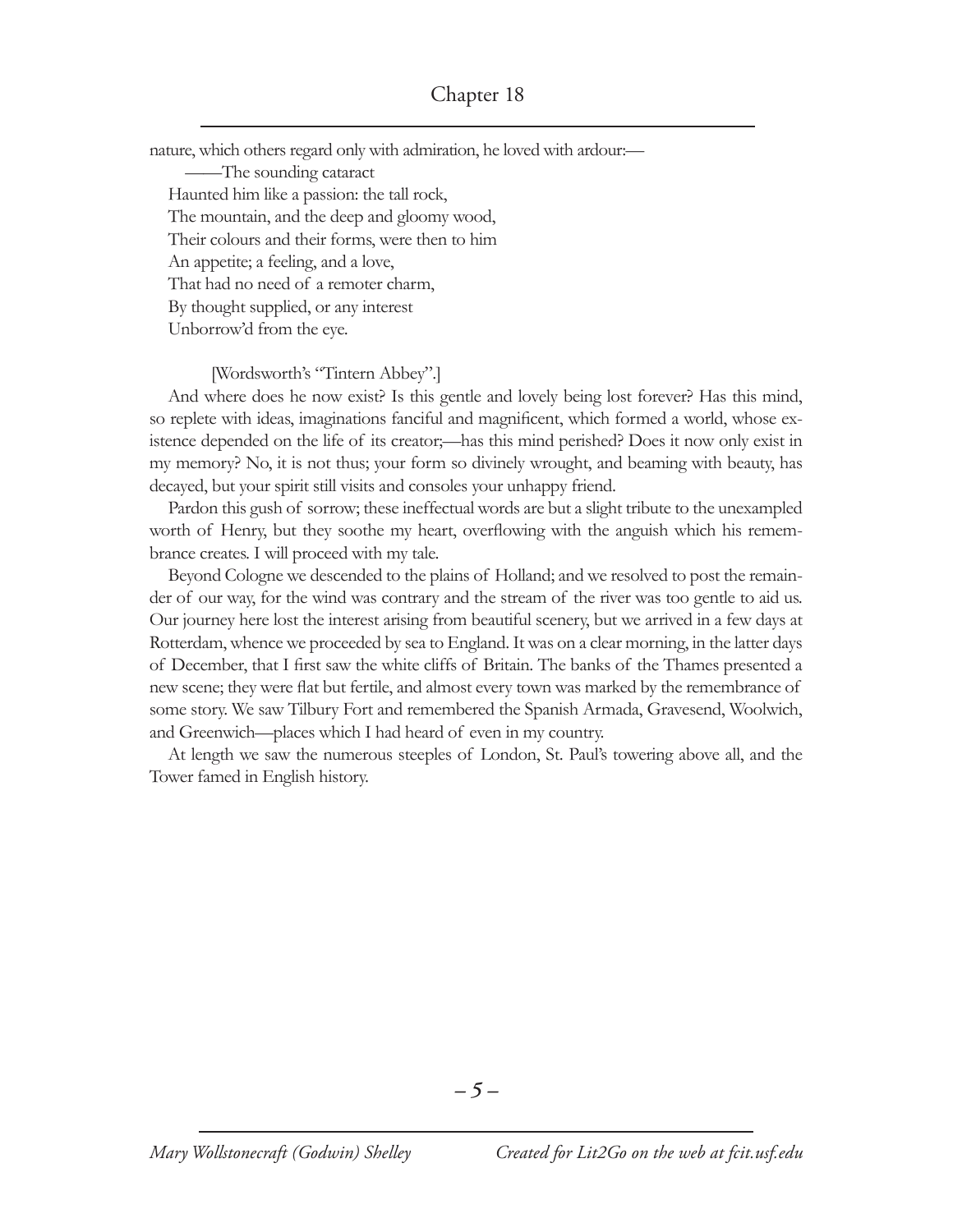nature, which others regard only with admiration, he loved with ardour:—

——The sounding cataract  
Haunted him like a passion: the tall rock,  
The mountain, and the deep and gloomy wood,  
Their colours and their forms, were then to him  
An appetite; a feeling, and a love,  
That had no need of a remoter charm,  
By thought supplied, or any interest  
Unborrow'd from the eye.

[Wordsworth's "Tintern Abbey".]

And where does he now exist? Is this gentle and lovely being lost forever? Has this mind, so replete with ideas, imaginations fanciful and magnificent, which formed a world, whose existence depended on the life of its creator;—has this mind perished? Does it now only exist in my memory? No, it is not thus; your form so divinely wrought, and beaming with beauty, has decayed, but your spirit still visits and consoles your unhappy friend.

Pardon this gush of sorrow; these ineffectual words are but a slight tribute to the unexampled worth of Henry, but they soothe my heart, overflowing with the anguish which his remembrance creates. I will proceed with my tale.

Beyond Cologne we descended to the plains of Holland; and we resolved to post the remainder of our way, for the wind was contrary and the stream of the river was too gentle to aid us. Our journey here lost the interest arising from beautiful scenery, but we arrived in a few days at Rotterdam, whence we proceeded by sea to England. It was on a clear morning, in the latter days of December, that I first saw the white cliffs of Britain. The banks of the Thames presented a new scene; they were flat but fertile, and almost every town was marked by the remembrance of some story. We saw Tilbury Fort and remembered the Spanish Armada, Gravesend, Woolwich, and Greenwich—places which I had heard of even in my country.

At length we saw the numerous steeples of London, St. Paul's towering above all, and the Tower famed in English history.